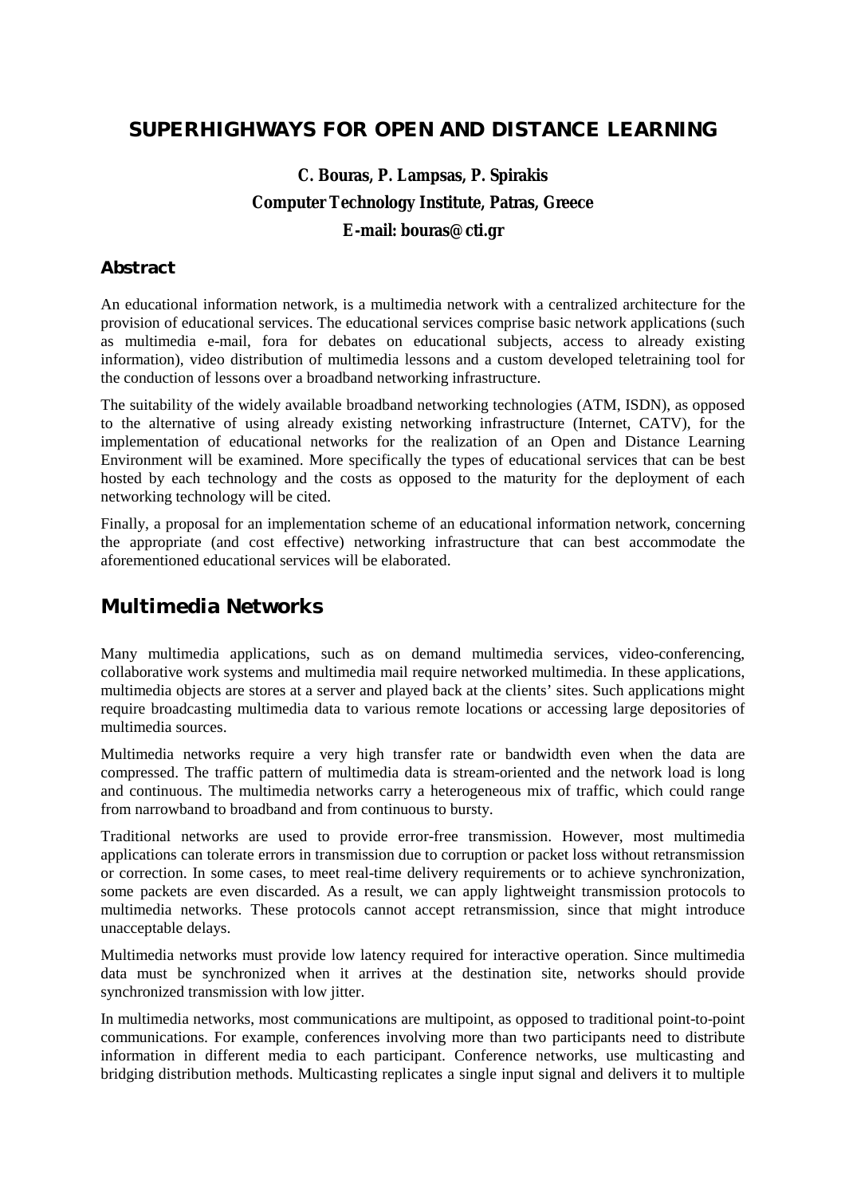# SUPERHIGHWAYS FOR OPEN AND DISTANCE LEARNING

**C. Bouras, P. Lampsas, P. Spirakis**
**Computer Technology Institute, Patras, Greece**
**E-mail: bouras@cti.gr**

### Abstract

An educational information network, is a multimedia network with a centralized architecture for the provision of educational services. The educational services comprise basic network applications (such as multimedia e-mail, fora for debates on educational subjects, access to already existing information), video distribution of multimedia lessons and a custom developed teletraining tool for the conduction of lessons over a broadband networking infrastructure.

The suitability of the widely available broadband networking technologies (ATM, ISDN), as opposed to the alternative of using already existing networking infrastructure (Internet, CATV), for the implementation of educational networks for the realization of an Open and Distance Learning Environment will be examined. More specifically the types of educational services that can be best hosted by each technology and the costs as opposed to the maturity for the deployment of each networking technology will be cited.

Finally, a proposal for an implementation scheme of an educational information network, concerning the appropriate (and cost effective) networking infrastructure that can best accommodate the aforementioned educational services will be elaborated.

## Multimedia Networks

Many multimedia applications, such as on demand multimedia services, video-conferencing, collaborative work systems and multimedia mail require networked multimedia. In these applications, multimedia objects are stores at a server and played back at the clients' sites. Such applications might require broadcasting multimedia data to various remote locations or accessing large depositories of multimedia sources.

Multimedia networks require a very high transfer rate or bandwidth even when the data are compressed. The traffic pattern of multimedia data is stream-oriented and the network load is long and continuous. The multimedia networks carry a heterogeneous mix of traffic, which could range from narrowband to broadband and from continuous to bursty.

Traditional networks are used to provide error-free transmission. However, most multimedia applications can tolerate errors in transmission due to corruption or packet loss without retransmission or correction. In some cases, to meet real-time delivery requirements or to achieve synchronization, some packets are even discarded. As a result, we can apply lightweight transmission protocols to multimedia networks. These protocols cannot accept retransmission, since that might introduce unacceptable delays.

Multimedia networks must provide low latency required for interactive operation. Since multimedia data must be synchronized when it arrives at the destination site, networks should provide synchronized transmission with low jitter.

In multimedia networks, most communications are multipoint, as opposed to traditional point-to-point communications. For example, conferences involving more than two participants need to distribute information in different media to each participant. Conference networks, use multicasting and bridging distribution methods. Multicasting replicates a single input signal and delivers it to multiple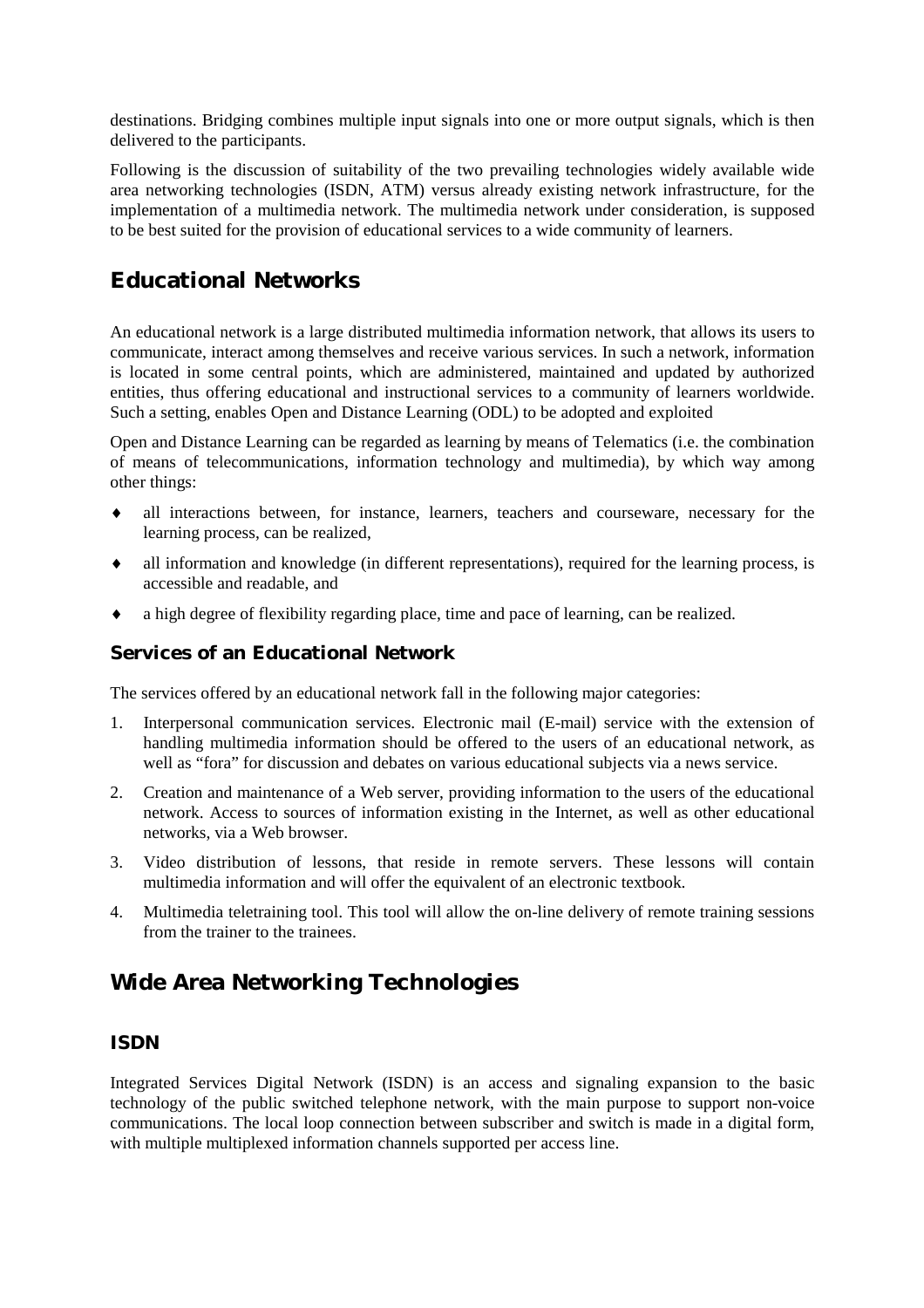destinations. Bridging combines multiple input signals into one or more output signals, which is then delivered to the participants.

Following is the discussion of suitability of the two prevailing technologies widely available wide area networking technologies (ISDN, ATM) versus already existing network infrastructure, for the implementation of a multimedia network. The multimedia network under consideration, is supposed to be best suited for the provision of educational services to a wide community of learners.

## Educational Networks

An educational network is a large distributed multimedia information network, that allows its users to communicate, interact among themselves and receive various services. In such a network, information is located in some central points, which are administered, maintained and updated by authorized entities, thus offering educational and instructional services to a community of learners worldwide. Such a setting, enables Open and Distance Learning (ODL) to be adopted and exploited

Open and Distance Learning can be regarded as learning by means of Telematics (i.e. the combination of means of telecommunications, information technology and multimedia), by which way among other things:

- all interactions between, for instance, learners, teachers and courseware, necessary for the learning process, can be realized,
- all information and knowledge (in different representations), required for the learning process, is accessible and readable, and
- a high degree of flexibility regarding place, time and pace of learning, can be realized.

### Services of an Educational Network

The services offered by an educational network fall in the following major categories:

1. Interpersonal communication services. Electronic mail (E-mail) service with the extension of handling multimedia information should be offered to the users of an educational network, as well as "fora" for discussion and debates on various educational subjects via a news service.
2. Creation and maintenance of a Web server, providing information to the users of the educational network. Access to sources of information existing in the Internet, as well as other educational networks, via a Web browser.
3. Video distribution of lessons, that reside in remote servers. These lessons will contain multimedia information and will offer the equivalent of an electronic textbook.
4. Multimedia teletraining tool. This tool will allow the on-line delivery of remote training sessions from the trainer to the trainees.

## Wide Area Networking Technologies

### ISDN

Integrated Services Digital Network (ISDN) is an access and signaling expansion to the basic technology of the public switched telephone network, with the main purpose to support non-voice communications. The local loop connection between subscriber and switch is made in a digital form, with multiple multiplexed information channels supported per access line.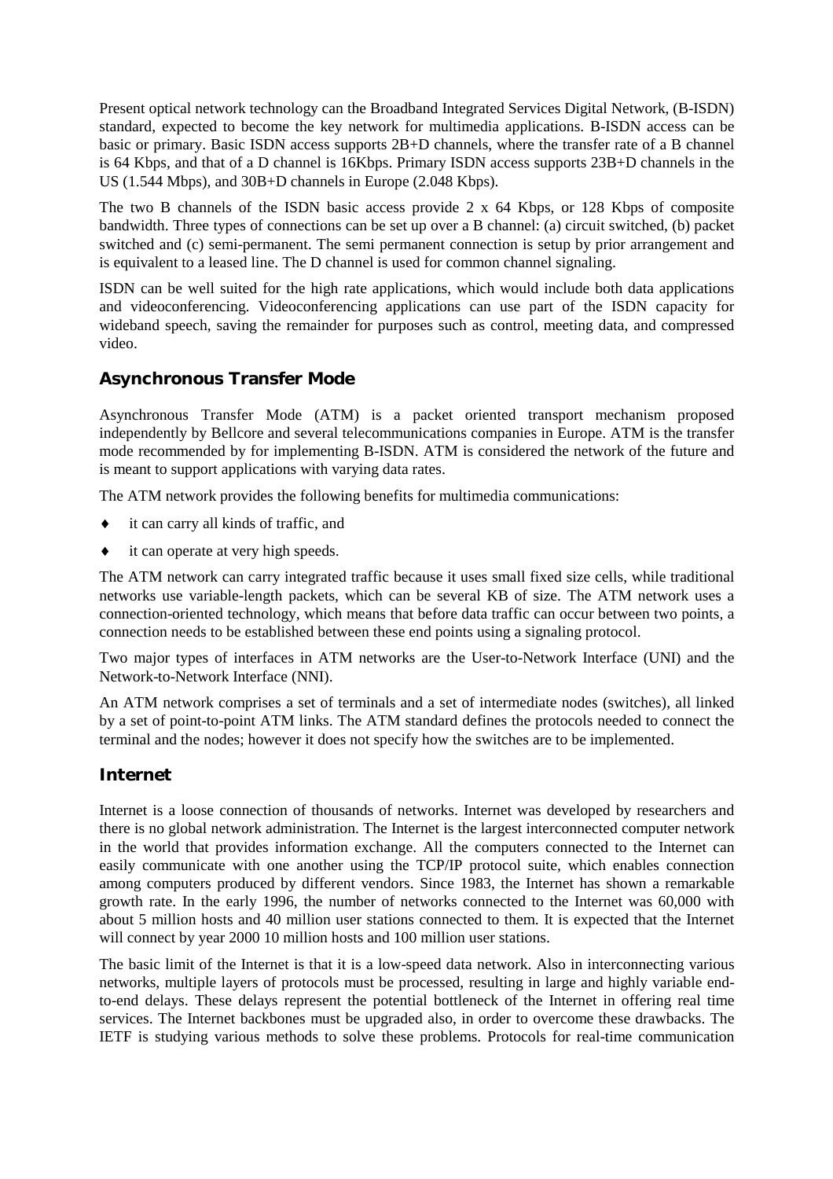Present optical network technology can the Broadband Integrated Services Digital Network, (B-ISDN) standard, expected to become the key network for multimedia applications. B-ISDN access can be basic or primary. Basic ISDN access supports 2B+D channels, where the transfer rate of a B channel is 64 Kbps, and that of a D channel is 16Kbps. Primary ISDN access supports 23B+D channels in the US (1.544 Mbps), and 30B+D channels in Europe (2.048 Kbps).

The two B channels of the ISDN basic access provide 2 x 64 Kbps, or 128 Kbps of composite bandwidth. Three types of connections can be set up over a B channel: (a) circuit switched, (b) packet switched and (c) semi-permanent. The semi permanent connection is setup by prior arrangement and is equivalent to a leased line. The D channel is used for common channel signaling.

ISDN can be well suited for the high rate applications, which would include both data applications and videoconferencing. Videoconferencing applications can use part of the ISDN capacity for wideband speech, saving the remainder for purposes such as control, meeting data, and compressed video.

## Asynchronous Transfer Mode

Asynchronous Transfer Mode (ATM) is a packet oriented transport mechanism proposed independently by Bellcore and several telecommunications companies in Europe. ATM is the transfer mode recommended by for implementing B-ISDN. ATM is considered the network of the future and is meant to support applications with varying data rates.

The ATM network provides the following benefits for multimedia communications:

- it can carry all kinds of traffic, and
- it can operate at very high speeds.

The ATM network can carry integrated traffic because it uses small fixed size cells, while traditional networks use variable-length packets, which can be several KB of size. The ATM network uses a connection-oriented technology, which means that before data traffic can occur between two points, a connection needs to be established between these end points using a signaling protocol.

Two major types of interfaces in ATM networks are the User-to-Network Interface (UNI) and the Network-to-Network Interface (NNI).

An ATM network comprises a set of terminals and a set of intermediate nodes (switches), all linked by a set of point-to-point ATM links. The ATM standard defines the protocols needed to connect the terminal and the nodes; however it does not specify how the switches are to be implemented.

## Internet

Internet is a loose connection of thousands of networks. Internet was developed by researchers and there is no global network administration. The Internet is the largest interconnected computer network in the world that provides information exchange. All the computers connected to the Internet can easily communicate with one another using the TCP/IP protocol suite, which enables connection among computers produced by different vendors. Since 1983, the Internet has shown a remarkable growth rate. In the early 1996, the number of networks connected to the Internet was 60,000 with about 5 million hosts and 40 million user stations connected to them. It is expected that the Internet will connect by year 2000 10 million hosts and 100 million user stations.

The basic limit of the Internet is that it is a low-speed data network. Also in interconnecting various networks, multiple layers of protocols must be processed, resulting in large and highly variable end-to-end delays. These delays represent the potential bottleneck of the Internet in offering real time services. The Internet backbones must be upgraded also, in order to overcome these drawbacks. The IETF is studying various methods to solve these problems. Protocols for real-time communication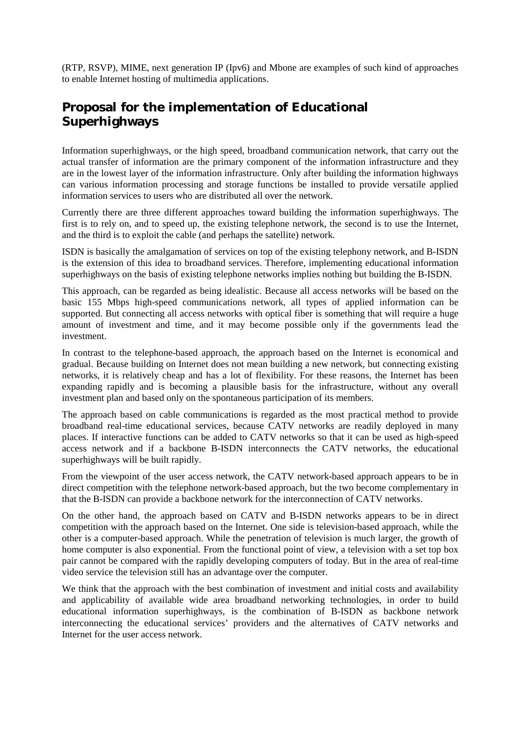(RTP, RSVP), MIME, next generation IP (Ipv6) and Mbone are examples of such kind of approaches to enable Internet hosting of multimedia applications.

## Proposal for the implementation of Educational Superhighways

Information superhighways, or the high speed, broadband communication network, that carry out the actual transfer of information are the primary component of the information infrastructure and they are in the lowest layer of the information infrastructure. Only after building the information highways can various information processing and storage functions be installed to provide versatile applied information services to users who are distributed all over the network.

Currently there are three different approaches toward building the information superhighways. The first is to rely on, and to speed up, the existing telephone network, the second is to use the Internet, and the third is to exploit the cable (and perhaps the satellite) network.

ISDN is basically the amalgamation of services on top of the existing telephony network, and B-ISDN is the extension of this idea to broadband services. Therefore, implementing educational information superhighways on the basis of existing telephone networks implies nothing but building the B-ISDN.

This approach, can be regarded as being idealistic. Because all access networks will be based on the basic 155 Mbps high-speed communications network, all types of applied information can be supported. But connecting all access networks with optical fiber is something that will require a huge amount of investment and time, and it may become possible only if the governments lead the investment.

In contrast to the telephone-based approach, the approach based on the Internet is economical and gradual. Because building on Internet does not mean building a new network, but connecting existing networks, it is relatively cheap and has a lot of flexibility. For these reasons, the Internet has been expanding rapidly and is becoming a plausible basis for the infrastructure, without any overall investment plan and based only on the spontaneous participation of its members.

The approach based on cable communications is regarded as the most practical method to provide broadband real-time educational services, because CATV networks are readily deployed in many places. If interactive functions can be added to CATV networks so that it can be used as high-speed access network and if a backbone B-ISDN interconnects the CATV networks, the educational superhighways will be built rapidly.

From the viewpoint of the user access network, the CATV network-based approach appears to be in direct competition with the telephone network-based approach, but the two become complementary in that the B-ISDN can provide a backbone network for the interconnection of CATV networks.

On the other hand, the approach based on CATV and B-ISDN networks appears to be in direct competition with the approach based on the Internet. One side is television-based approach, while the other is a computer-based approach. While the penetration of television is much larger, the growth of home computer is also exponential. From the functional point of view, a television with a set top box pair cannot be compared with the rapidly developing computers of today. But in the area of real-time video service the television still has an advantage over the computer.

We think that the approach with the best combination of investment and initial costs and availability and applicability of available wide area broadband networking technologies, in order to build educational information superhighways, is the combination of B-ISDN as backbone network interconnecting the educational services' providers and the alternatives of CATV networks and Internet for the user access network.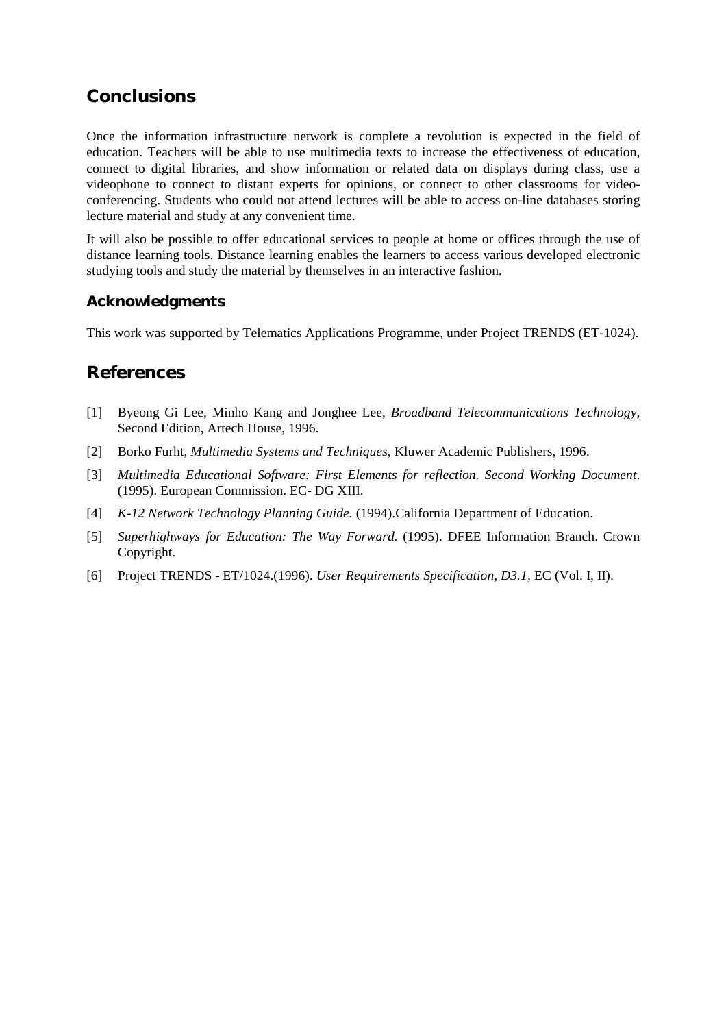## Conclusions

Once the information infrastructure network is complete a revolution is expected in the field of education. Teachers will be able to use multimedia texts to increase the effectiveness of education, connect to digital libraries, and show information or related data on displays during class, use a videophone to connect to distant experts for opinions, or connect to other classrooms for video-conferencing. Students who could not attend lectures will be able to access on-line databases storing lecture material and study at any convenient time.

It will also be possible to offer educational services to people at home or offices through the use of distance learning tools. Distance learning enables the learners to access various developed electronic studying tools and study the material by themselves in an interactive fashion.

### Acknowledgments

This work was supported by Telematics Applications Programme, under Project TRENDS (ET-1024).

## References

[1] Byeong Gi Lee, Minho Kang and Jonghee Lee, *Broadband Telecommunications Technology*, Second Edition, Artech House, 1996.

[2] Borko Furht, *Multimedia Systems and Techniques*, Kluwer Academic Publishers, 1996.

[3] *Multimedia Educational Software: First Elements for reflection. Second Working Document*. (1995). European Commission. EC- DG XIII.

[4] *K-12 Network Technology Planning Guide.* (1994).California Department of Education.

[5] *Superhighways for Education: The Way Forward.* (1995). DFEE Information Branch. Crown Copyright.

[6] Project TRENDS - ET/1024.(1996). *User Requirements Specification, D3.1*, EC (Vol. I, II).